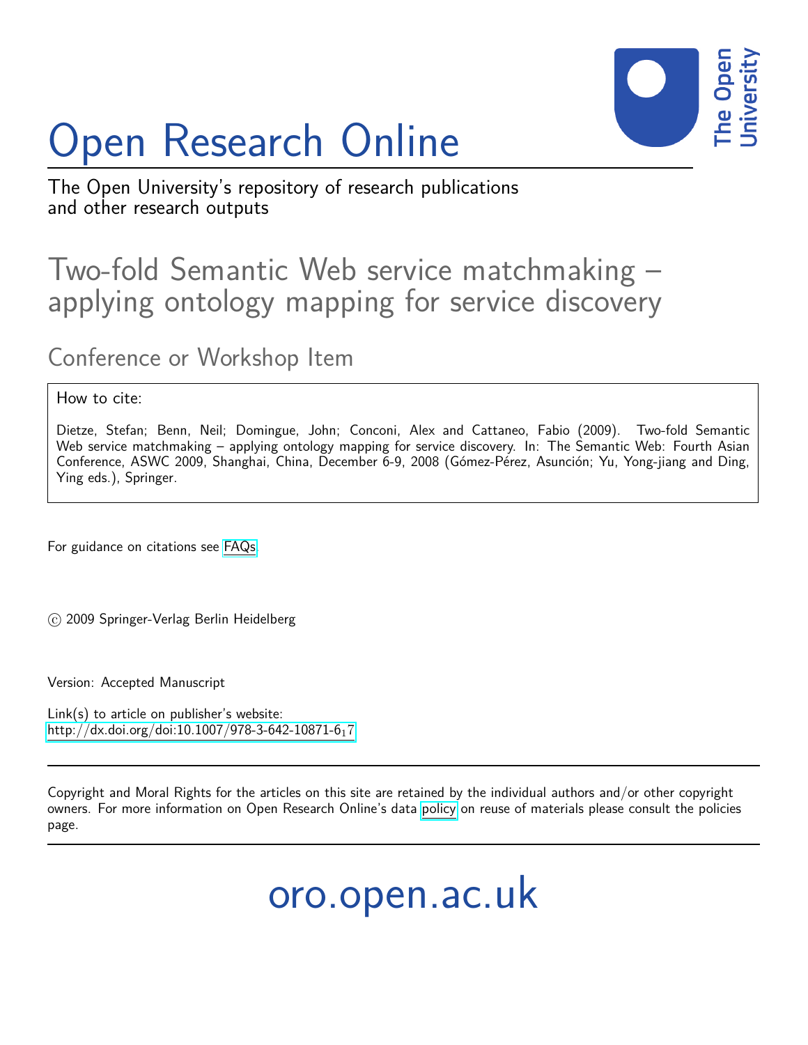# Open Research Online

The Open University's repository of research publications and other research outputs

## Two-fold Semantic Web service matchmaking – applying ontology mapping for service discovery

### Conference or Workshop Item

How to cite:

Dietze, Stefan; Benn, Neil; Domingue, John; Conconi, Alex and Cattaneo, Fabio (2009). Two-fold Semantic Web service matchmaking – applying ontology mapping for service discovery. In: The Semantic Web: Fourth Asian Conference, ASWC 2009, Shanghai, China, December 6-9, 2008 (Gómez-Pérez, Asunción; Yu, Yong-jiang and Ding, Ying eds.), Springer.

For guidance on citations see FAQs.

© 2009 Springer-Verlag Berlin Heidelberg

Version: Accepted Manuscript

Link(s) to article on publisher's website:
http://dx.doi.org/doi:10.1007/978-3-642-10871-6$_1$7

Copyright and Moral Rights for the articles on this site are retained by the individual authors and/or other copyright owners. For more information on Open Research Online's data policy on reuse of materials please consult the policies page.

oro.open.ac.uk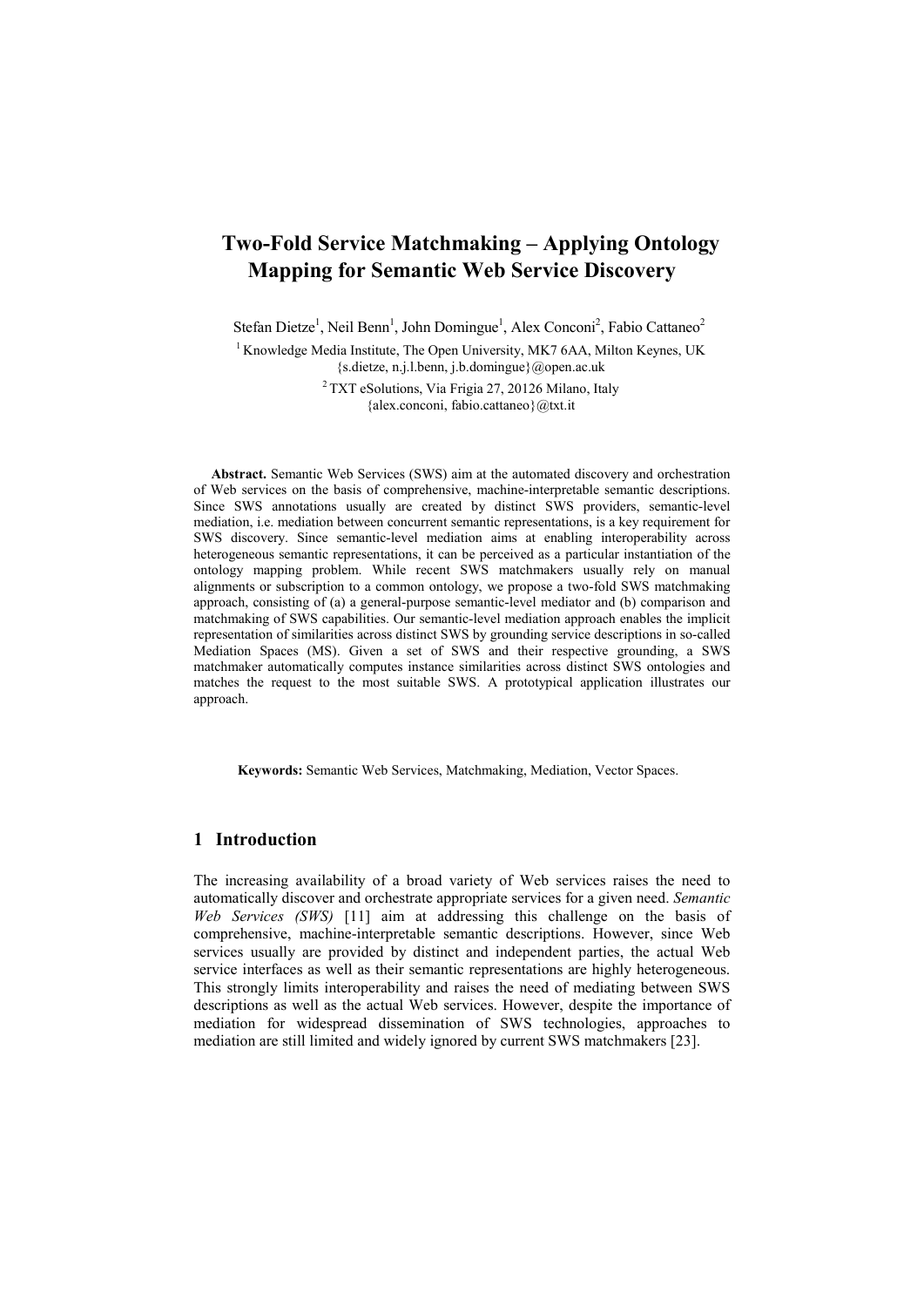# Two-Fold Service Matchmaking – Applying Ontology Mapping for Semantic Web Service Discovery

Stefan Dietze[1], Neil Benn[1], John Domingue[1], Alex Conconi[2], Fabio Cattaneo[2]

[1] Knowledge Media Institute, The Open University, MK7 6AA, Milton Keynes, UK
{s.dietze, n.j.l.benn, j.b.domingue}@open.ac.uk

[2] TXT eSolutions, Via Frigia 27, 20126 Milano, Italy
{alex.conconi, fabio.cattaneo}@txt.it

**Abstract.** Semantic Web Services (SWS) aim at the automated discovery and orchestration of Web services on the basis of comprehensive, machine-interpretable semantic descriptions. Since SWS annotations usually are created by distinct SWS providers, semantic-level mediation, i.e. mediation between concurrent semantic representations, is a key requirement for SWS discovery. Since semantic-level mediation aims at enabling interoperability across heterogeneous semantic representations, it can be perceived as a particular instantiation of the ontology mapping problem. While recent SWS matchmakers usually rely on manual alignments or subscription to a common ontology, we propose a two-fold SWS matchmaking approach, consisting of (a) a general-purpose semantic-level mediator and (b) comparison and matchmaking of SWS capabilities. Our semantic-level mediation approach enables the implicit representation of similarities across distinct SWS by grounding service descriptions in so-called Mediation Spaces (MS). Given a set of SWS and their respective grounding, a SWS matchmaker automatically computes instance similarities across distinct SWS ontologies and matches the request to the most suitable SWS. A prototypical application illustrates our approach.

**Keywords:** Semantic Web Services, Matchmaking, Mediation, Vector Spaces.

## 1 Introduction

The increasing availability of a broad variety of Web services raises the need to automatically discover and orchestrate appropriate services for a given need. *Semantic Web Services (SWS)* [11] aim at addressing this challenge on the basis of comprehensive, machine-interpretable semantic descriptions. However, since Web services usually are provided by distinct and independent parties, the actual Web service interfaces as well as their semantic representations are highly heterogeneous. This strongly limits interoperability and raises the need of mediating between SWS descriptions as well as the actual Web services. However, despite the importance of mediation for widespread dissemination of SWS technologies, approaches to mediation are still limited and widely ignored by current SWS matchmakers [23].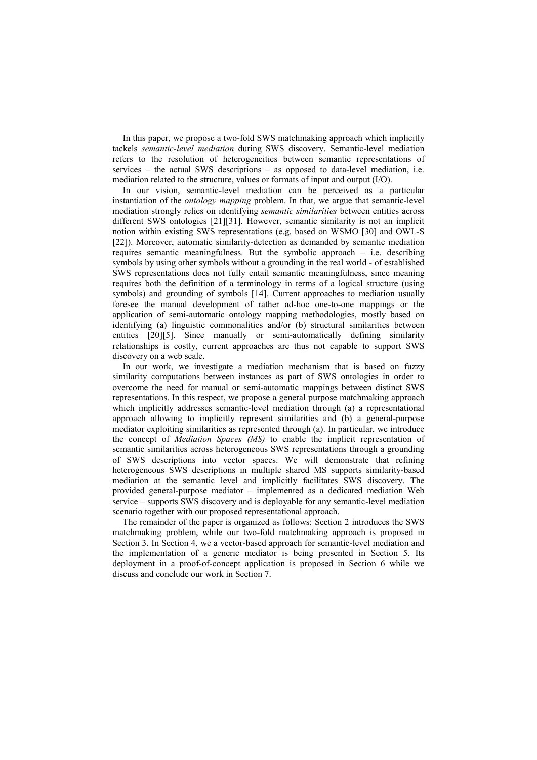In this paper, we propose a two-fold SWS matchmaking approach which implicitly tackels *semantic-level mediation* during SWS discovery. Semantic-level mediation refers to the resolution of heterogeneities between semantic representations of services – the actual SWS descriptions – as opposed to data-level mediation, i.e. mediation related to the structure, values or formats of input and output (I/O).

In our vision, semantic-level mediation can be perceived as a particular instantiation of the *ontology mapping* problem. In that, we argue that semantic-level mediation strongly relies on identifying *semantic similarities* between entities across different SWS ontologies [21][31]. However, semantic similarity is not an implicit notion within existing SWS representations (e.g. based on WSMO [30] and OWL-S [22]). Moreover, automatic similarity-detection as demanded by semantic mediation requires semantic meaningfulness. But the symbolic approach – i.e. describing symbols by using other symbols without a grounding in the real world - of established SWS representations does not fully entail semantic meaningfulness, since meaning requires both the definition of a terminology in terms of a logical structure (using symbols) and grounding of symbols [14]. Current approaches to mediation usually foresee the manual development of rather ad-hoc one-to-one mappings or the application of semi-automatic ontology mapping methodologies, mostly based on identifying (a) linguistic commonalities and/or (b) structural similarities between entities [20][5]. Since manually or semi-automatically defining similarity relationships is costly, current approaches are thus not capable to support SWS discovery on a web scale.

In our work, we investigate a mediation mechanism that is based on fuzzy similarity computations between instances as part of SWS ontologies in order to overcome the need for manual or semi-automatic mappings between distinct SWS representations. In this respect, we propose a general purpose matchmaking approach which implicitly addresses semantic-level mediation through (a) a representational approach allowing to implicitly represent similarities and (b) a general-purpose mediator exploiting similarities as represented through (a). In particular, we introduce the concept of *Mediation Spaces (MS)* to enable the implicit representation of semantic similarities across heterogeneous SWS representations through a grounding of SWS descriptions into vector spaces. We will demonstrate that refining heterogeneous SWS descriptions in multiple shared MS supports similarity-based mediation at the semantic level and implicitly facilitates SWS discovery. The provided general-purpose mediator – implemented as a dedicated mediation Web service – supports SWS discovery and is deployable for any semantic-level mediation scenario together with our proposed representational approach.

The remainder of the paper is organized as follows: Section 2 introduces the SWS matchmaking problem, while our two-fold matchmaking approach is proposed in Section 3. In Section 4, we a vector-based approach for semantic-level mediation and the implementation of a generic mediator is being presented in Section 5. Its deployment in a proof-of-concept application is proposed in Section 6 while we discuss and conclude our work in Section 7.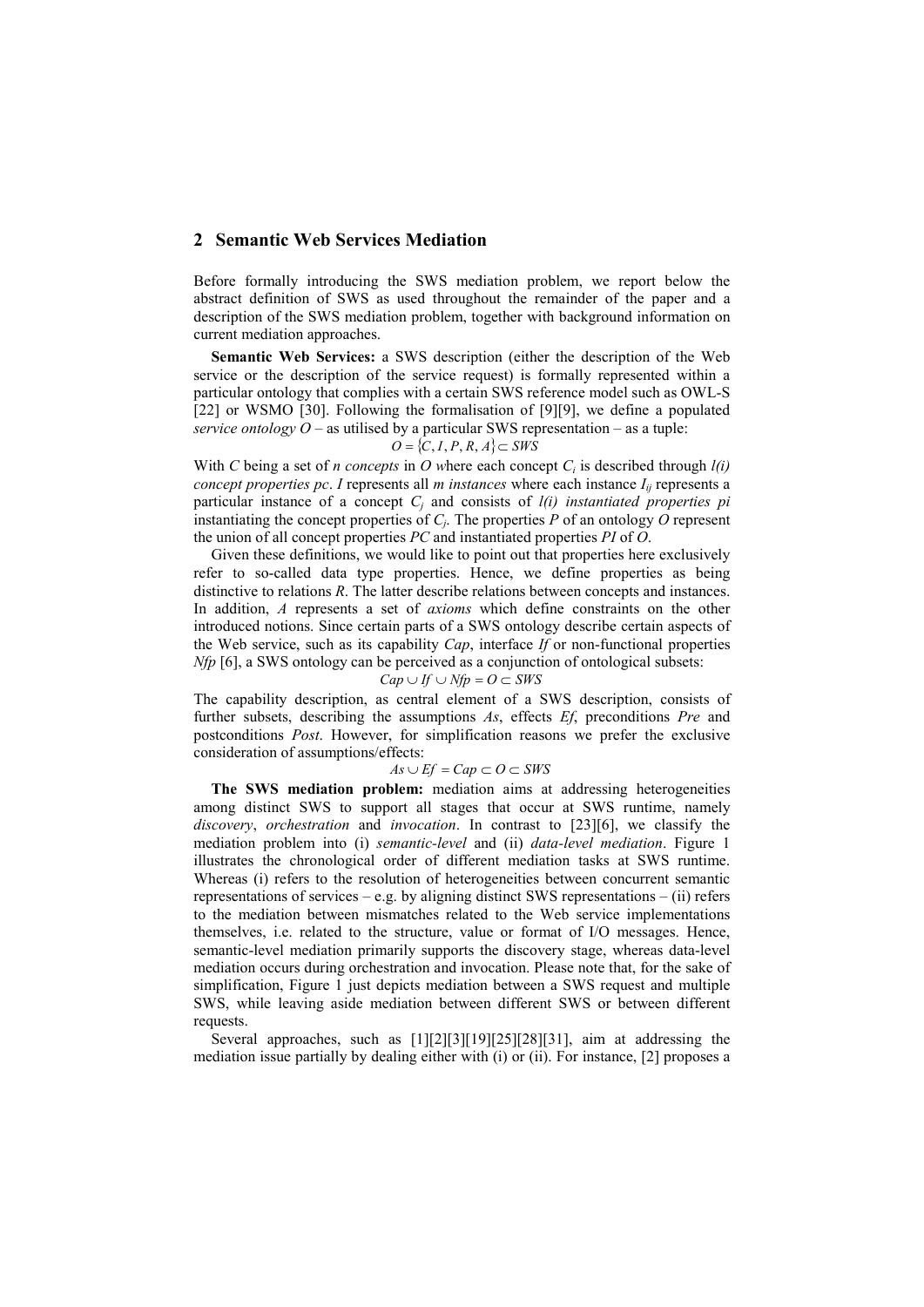## 2 Semantic Web Services Mediation

Before formally introducing the SWS mediation problem, we report below the abstract definition of SWS as used throughout the remainder of the paper and a description of the SWS mediation problem, together with background information on current mediation approaches.

**Semantic Web Services:** a SWS description (either the description of the Web service or the description of the service request) is formally represented within a particular ontology that complies with a certain SWS reference model such as OWL-S [22] or WSMO [30]. Following the formalisation of [9][9], we define a populated *service ontology O* – as utilised by a particular SWS representation – as a tuple:

$$O = \{C, I, P, R, A\} \subset SWS$$

With $C$ being a set of *n concepts* in $O$ *w*here each concept $C_i$ is described through *l(i) concept properties pc*. $I$ represents all *m instances* where each instance $I_{ij}$ represents a particular instance of a concept $C_j$ and consists of *l(i) instantiated properties pi* instantiating the concept properties of $C_j$. The properties $P$ of an ontology $O$ represent the union of all concept properties $PC$ and instantiated properties $PI$ of $O$.

Given these definitions, we would like to point out that properties here exclusively refer to so-called data type properties. Hence, we define properties as being distinctive to relations $R$. The latter describe relations between concepts and instances. In addition, $A$ represents a set of *axioms* which define constraints on the other introduced notions. Since certain parts of a SWS ontology describe certain aspects of the Web service, such as its capability $Cap$, interface $If$ or non-functional properties $Nfp$ [6], a SWS ontology can be perceived as a conjunction of ontological subsets:

$$Cap \cup If \cup Nfp = O \subset SWS$$

The capability description, as central element of a SWS description, consists of further subsets, describing the assumptions $As$, effects $Ef$, preconditions $Pre$ and postconditions $Post$. However, for simplification reasons we prefer the exclusive consideration of assumptions/effects:

$$As \cup Ef = Cap \subset O \subset SWS$$

**The SWS mediation problem:** mediation aims at addressing heterogeneities among distinct SWS to support all stages that occur at SWS runtime, namely *discovery*, *orchestration* and *invocation*. In contrast to [23][6], we classify the mediation problem into (i) *semantic-level* and (ii) *data-level mediation*. Figure 1 illustrates the chronological order of different mediation tasks at SWS runtime. Whereas (i) refers to the resolution of heterogeneities between concurrent semantic representations of services – e.g. by aligning distinct SWS representations – (ii) refers to the mediation between mismatches related to the Web service implementations themselves, i.e. related to the structure, value or format of I/O messages. Hence, semantic-level mediation primarily supports the discovery stage, whereas data-level mediation occurs during orchestration and invocation. Please note that, for the sake of simplification, Figure 1 just depicts mediation between a SWS request and multiple SWS, while leaving aside mediation between different SWS or between different requests.

Several approaches, such as [1][2][3][19][25][28][31], aim at addressing the mediation issue partially by dealing either with (i) or (ii). For instance, [2] proposes a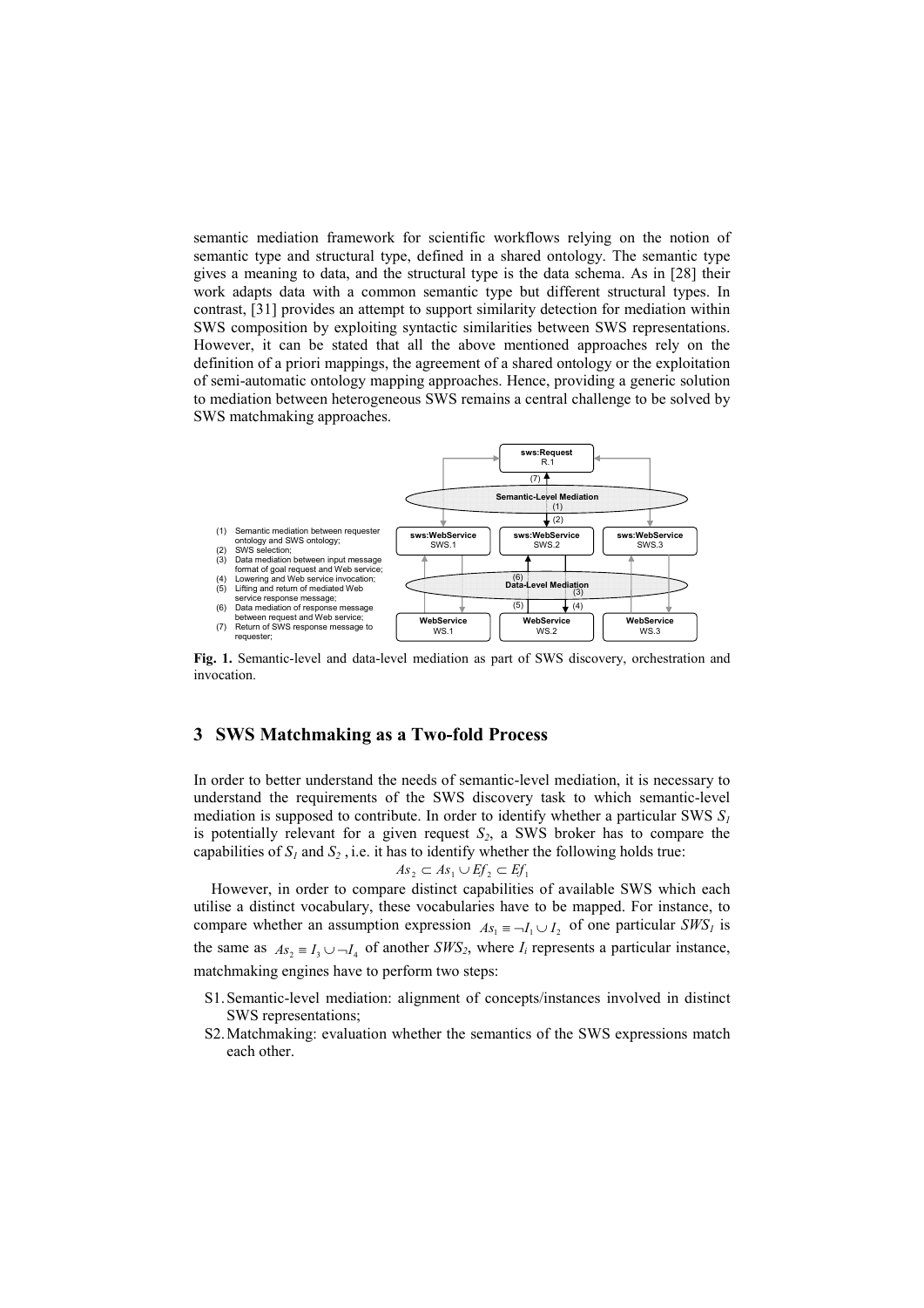semantic mediation framework for scientific workflows relying on the notion of semantic type and structural type, defined in a shared ontology. The semantic type gives a meaning to data, and the structural type is the data schema. As in [28] their work adapts data with a common semantic type but different structural types. In contrast, [31] provides an attempt to support similarity detection for mediation within SWS composition by exploiting syntactic similarities between SWS representations. However, it can be stated that all the above mentioned approaches rely on the definition of a priori mappings, the agreement of a shared ontology or the exploitation of semi-automatic ontology mapping approaches. Hence, providing a generic solution to mediation between heterogeneous SWS remains a central challenge to be solved by SWS matchmaking approaches.

(1) Semantic mediation between requester ontology and SWS ontology;
(2) SWS selection;
(3) Data mediation between input message format of goal request and Web service;
(4) Lowering and Web service invocation;
(5) Lifting and return of mediated Web service response message;
(6) Data mediation of response message between request and Web service;
(7) Return of SWS response message to requester;

**Fig. 1.** Semantic-level and data-level mediation as part of SWS discovery, orchestration and invocation.

## 3 SWS Matchmaking as a Two-fold Process

In order to better understand the needs of semantic-level mediation, it is necessary to understand the requirements of the SWS discovery task to which semantic-level mediation is supposed to contribute. In order to identify whether a particular SWS $S_1$ is potentially relevant for a given request $S_2$, a SWS broker has to compare the capabilities of $S_1$ and $S_2$ , i.e. it has to identify whether the following holds true:

$$As_2 \subset As_1 \cup Ef_2 \subset Ef_1$$

However, in order to compare distinct capabilities of available SWS which each utilise a distinct vocabulary, these vocabularies have to be mapped. For instance, to compare whether an assumption expression $As_1 \equiv \neg I_1 \cup I_2$ of one particular $SWS_1$ is the same as $As_2 \equiv I_3 \cup \neg I_4$ of another $SWS_2$, where $I_i$ represents a particular instance, matchmaking engines have to perform two steps:

- S1. Semantic-level mediation: alignment of concepts/instances involved in distinct SWS representations;
- S2. Matchmaking: evaluation whether the semantics of the SWS expressions match each other.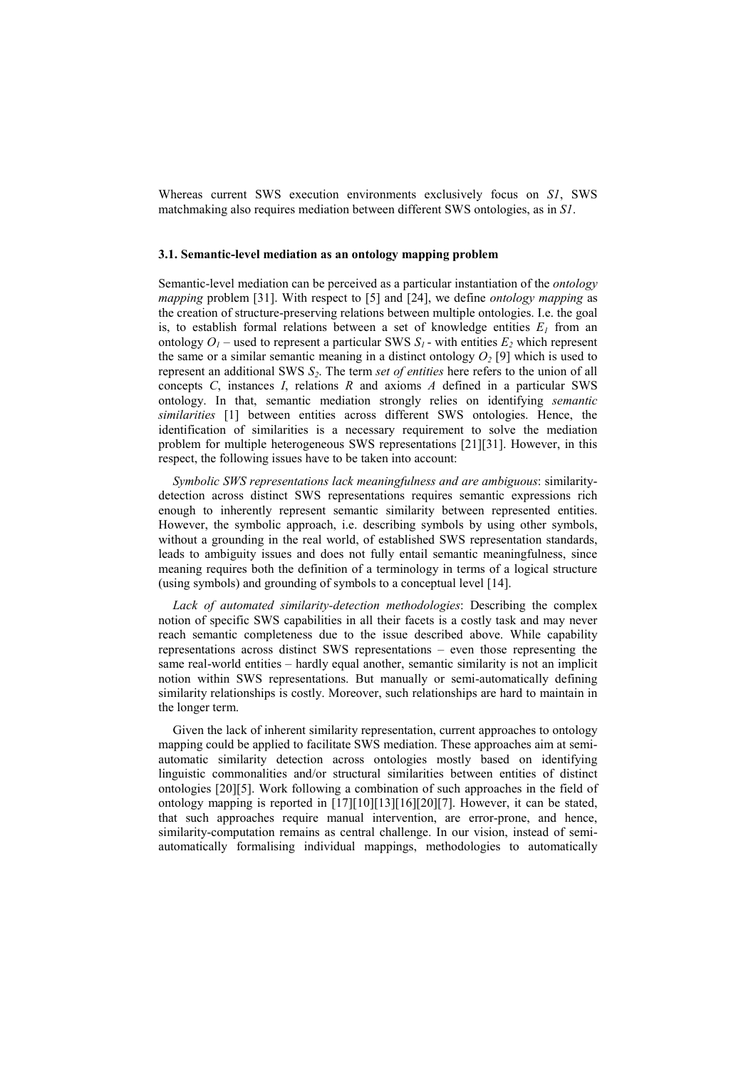Whereas current SWS execution environments exclusively focus on *S1*, SWS matchmaking also requires mediation between different SWS ontologies, as in *S1*.

### 3.1. Semantic-level mediation as an ontology mapping problem

Semantic-level mediation can be perceived as a particular instantiation of the *ontology mapping* problem [31]. With respect to [5] and [24], we define *ontology mapping* as the creation of structure-preserving relations between multiple ontologies. I.e. the goal is, to establish formal relations between a set of knowledge entities $E_1$ from an ontology $O_1$ – used to represent a particular SWS $S_1$ - with entities $E_2$ which represent the same or a similar semantic meaning in a distinct ontology $O_2$ [9] which is used to represent an additional SWS $S_2$. The term *set of entities* here refers to the union of all concepts $C$, instances $I$, relations $R$ and axioms $A$ defined in a particular SWS ontology. In that, semantic mediation strongly relies on identifying *semantic similarities* [1] between entities across different SWS ontologies. Hence, the identification of similarities is a necessary requirement to solve the mediation problem for multiple heterogeneous SWS representations [21][31]. However, in this respect, the following issues have to be taken into account:

*Symbolic SWS representations lack meaningfulness and are ambiguous*: similarity-detection across distinct SWS representations requires semantic expressions rich enough to inherently represent semantic similarity between represented entities. However, the symbolic approach, i.e. describing symbols by using other symbols, without a grounding in the real world, of established SWS representation standards, leads to ambiguity issues and does not fully entail semantic meaningfulness, since meaning requires both the definition of a terminology in terms of a logical structure (using symbols) and grounding of symbols to a conceptual level [14].

*Lack of automated similarity-detection methodologies*: Describing the complex notion of specific SWS capabilities in all their facets is a costly task and may never reach semantic completeness due to the issue described above. While capability representations across distinct SWS representations – even those representing the same real-world entities – hardly equal another, semantic similarity is not an implicit notion within SWS representations. But manually or semi-automatically defining similarity relationships is costly. Moreover, such relationships are hard to maintain in the longer term.

Given the lack of inherent similarity representation, current approaches to ontology mapping could be applied to facilitate SWS mediation. These approaches aim at semi-automatic similarity detection across ontologies mostly based on identifying linguistic commonalities and/or structural similarities between entities of distinct ontologies [20][5]. Work following a combination of such approaches in the field of ontology mapping is reported in [17][10][13][16][20][7]. However, it can be stated, that such approaches require manual intervention, are error-prone, and hence, similarity-computation remains as central challenge. In our vision, instead of semi-automatically formalising individual mappings, methodologies to automatically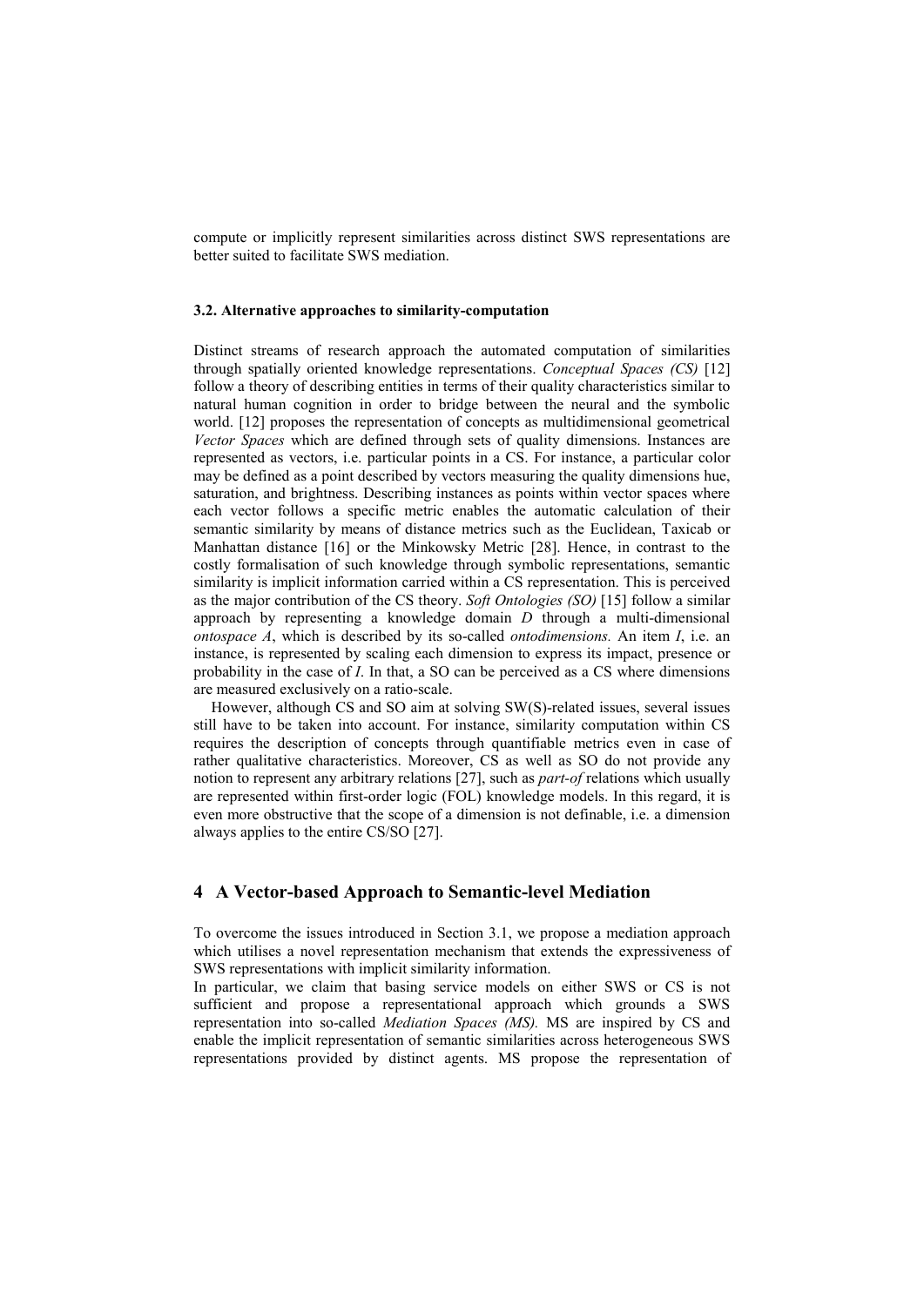compute or implicitly represent similarities across distinct SWS representations are better suited to facilitate SWS mediation.

### 3.2. Alternative approaches to similarity-computation

Distinct streams of research approach the automated computation of similarities through spatially oriented knowledge representations. *Conceptual Spaces (CS)* [12] follow a theory of describing entities in terms of their quality characteristics similar to natural human cognition in order to bridge between the neural and the symbolic world. [12] proposes the representation of concepts as multidimensional geometrical *Vector Spaces* which are defined through sets of quality dimensions. Instances are represented as vectors, i.e. particular points in a CS. For instance, a particular color may be defined as a point described by vectors measuring the quality dimensions hue, saturation, and brightness. Describing instances as points within vector spaces where each vector follows a specific metric enables the automatic calculation of their semantic similarity by means of distance metrics such as the Euclidean, Taxicab or Manhattan distance [16] or the Minkowsky Metric [28]. Hence, in contrast to the costly formalisation of such knowledge through symbolic representations, semantic similarity is implicit information carried within a CS representation. This is perceived as the major contribution of the CS theory. *Soft Ontologies (SO)* [15] follow a similar approach by representing a knowledge domain *D* through a multi-dimensional *ontospace A*, which is described by its so-called *ontodimensions.* An item *I*, i.e. an instance, is represented by scaling each dimension to express its impact, presence or probability in the case of *I*. In that, a SO can be perceived as a CS where dimensions are measured exclusively on a ratio-scale.

However, although CS and SO aim at solving SW(S)-related issues, several issues still have to be taken into account. For instance, similarity computation within CS requires the description of concepts through quantifiable metrics even in case of rather qualitative characteristics. Moreover, CS as well as SO do not provide any notion to represent any arbitrary relations [27], such as *part-of* relations which usually are represented within first-order logic (FOL) knowledge models. In this regard, it is even more obstructive that the scope of a dimension is not definable, i.e. a dimension always applies to the entire CS/SO [27].

## 4 A Vector-based Approach to Semantic-level Mediation

To overcome the issues introduced in Section 3.1, we propose a mediation approach which utilises a novel representation mechanism that extends the expressiveness of SWS representations with implicit similarity information.

In particular, we claim that basing service models on either SWS or CS is not sufficient and propose a representational approach which grounds a SWS representation into so-called *Mediation Spaces (MS).* MS are inspired by CS and enable the implicit representation of semantic similarities across heterogeneous SWS representations provided by distinct agents. MS propose the representation of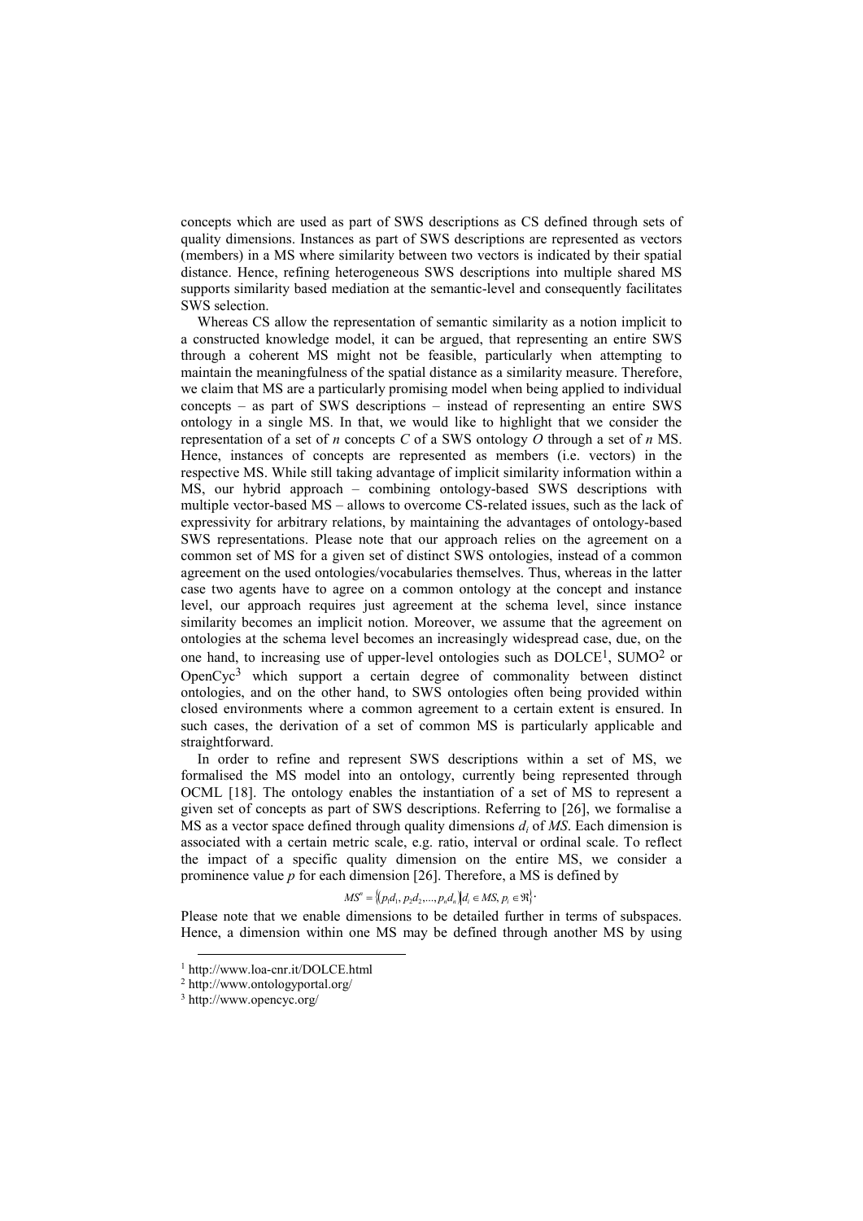concepts which are used as part of SWS descriptions as CS defined through sets of quality dimensions. Instances as part of SWS descriptions are represented as vectors (members) in a MS where similarity between two vectors is indicated by their spatial distance. Hence, refining heterogeneous SWS descriptions into multiple shared MS supports similarity based mediation at the semantic-level and consequently facilitates SWS selection.

Whereas CS allow the representation of semantic similarity as a notion implicit to a constructed knowledge model, it can be argued, that representing an entire SWS through a coherent MS might not be feasible, particularly when attempting to maintain the meaningfulness of the spatial distance as a similarity measure. Therefore, we claim that MS are a particularly promising model when being applied to individual concepts – as part of SWS descriptions – instead of representing an entire SWS ontology in a single MS. In that, we would like to highlight that we consider the representation of a set of *n* concepts *C* of a SWS ontology *O* through a set of *n* MS. Hence, instances of concepts are represented as members (i.e. vectors) in the respective MS. While still taking advantage of implicit similarity information within a MS, our hybrid approach – combining ontology-based SWS descriptions with multiple vector-based MS – allows to overcome CS-related issues, such as the lack of expressivity for arbitrary relations, by maintaining the advantages of ontology-based SWS representations. Please note that our approach relies on the agreement on a common set of MS for a given set of distinct SWS ontologies, instead of a common agreement on the used ontologies/vocabularies themselves. Thus, whereas in the latter case two agents have to agree on a common ontology at the concept and instance level, our approach requires just agreement at the schema level, since instance similarity becomes an implicit notion. Moreover, we assume that the agreement on ontologies at the schema level becomes an increasingly widespread case, due, on the one hand, to increasing use of upper-level ontologies such as DOLCE[1], SUMO[2] or OpenCyc[3] which support a certain degree of commonality between distinct ontologies, and on the other hand, to SWS ontologies often being provided within closed environments where a common agreement to a certain extent is ensured. In such cases, the derivation of a set of common MS is particularly applicable and straightforward.

In order to refine and represent SWS descriptions within a set of MS, we formalised the MS model into an ontology, currently being represented through OCML [18]. The ontology enables the instantiation of a set of MS to represent a given set of concepts as part of SWS descriptions. Referring to [26], we formalise a MS as a vector space defined through quality dimensions $d_i$ of *MS*. Each dimension is associated with a certain metric scale, e.g. ratio, interval or ordinal scale. To reflect the impact of a specific quality dimension on the entire MS, we consider a prominence value *p* for each dimension [26]. Therefore, a MS is defined by

$$MS^n = \{(p_1 d_1, p_2 d_2, \ldots, p_n d_n) | d_i \in MS, p_i \in \Re\}.$$

Please note that we enable dimensions to be detailed further in terms of subspaces. Hence, a dimension within one MS may be defined through another MS by using

[1] http://www.loa-cnr.it/DOLCE.html

[2] http://www.ontologyportal.org/

[3] http://www.opencyc.org/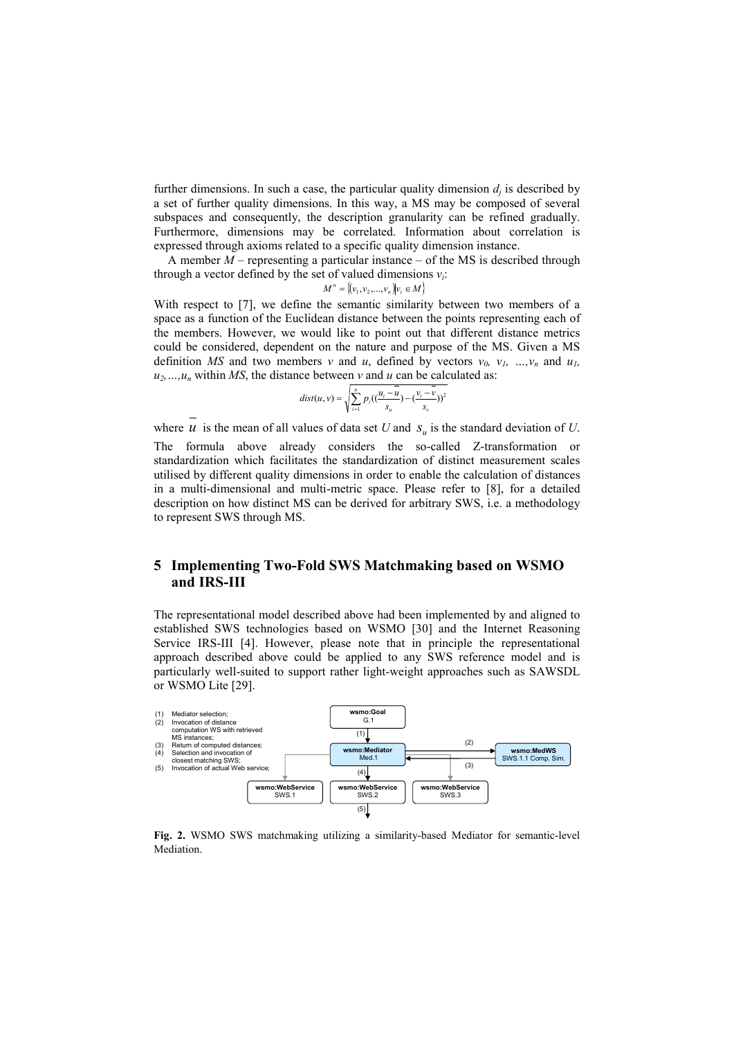further dimensions. In such a case, the particular quality dimension $d_j$ is described by a set of further quality dimensions. In this way, a MS may be composed of several subspaces and consequently, the description granularity can be refined gradually. Furthermore, dimensions may be correlated. Information about correlation is expressed through axioms related to a specific quality dimension instance.

A member $M$ – representing a particular instance – of the MS is described through through a vector defined by the set of valued dimensions $v_i$:

$$M^n = \langle (v_1, v_2, ..., v_n) | v_i \in M \rangle$$

With respect to [7], we define the semantic similarity between two members of a space as a function of the Euclidean distance between the points representing each of the members. However, we would like to point out that different distance metrics could be considered, dependent on the nature and purpose of the MS. Given a MS definition $MS$ and two members $v$ and $u$, defined by vectors $v_0, v_1, ..., v_n$ and $u_1, u_2, ..., u_n$ within $MS$, the distance between $v$ and $u$ can be calculated as:

$$dist(u,v) = \sqrt{\sum_{i=1}^{n} p_i((\frac{u_i - \overline{u}}{s_u}) - (\frac{v_i - \overline{v}}{s_v}))^2}$$

where $\overline{u}$ is the mean of all values of data set $U$ and $s_u$ is the standard deviation of $U$. The formula above already considers the so-called Z-transformation or standardization which facilitates the standardization of distinct measurement scales utilised by different quality dimensions in order to enable the calculation of distances in a multi-dimensional and multi-metric space. Please refer to [8], for a detailed description on how distinct MS can be derived for arbitrary SWS, i.e. a methodology to represent SWS through MS.

## 5 Implementing Two-Fold SWS Matchmaking based on WSMO and IRS-III

The representational model described above had been implemented by and aligned to established SWS technologies based on WSMO [30] and the Internet Reasoning Service IRS-III [4]. However, please note that in principle the representational approach described above could be applied to any SWS reference model and is particularly well-suited to support rather light-weight approaches such as SAWSDL or WSMO Lite [29].

(1) Mediator selection;
(2) Invocation of distance computation WS with retrieved MS instances;
(3) Return of computed distances;
(4) Selection and invocation of closest matching SWS;
(5) Invocation of actual Web service;

**Fig. 2.** WSMO SWS matchmaking utilizing a similarity-based Mediator for semantic-level Mediation.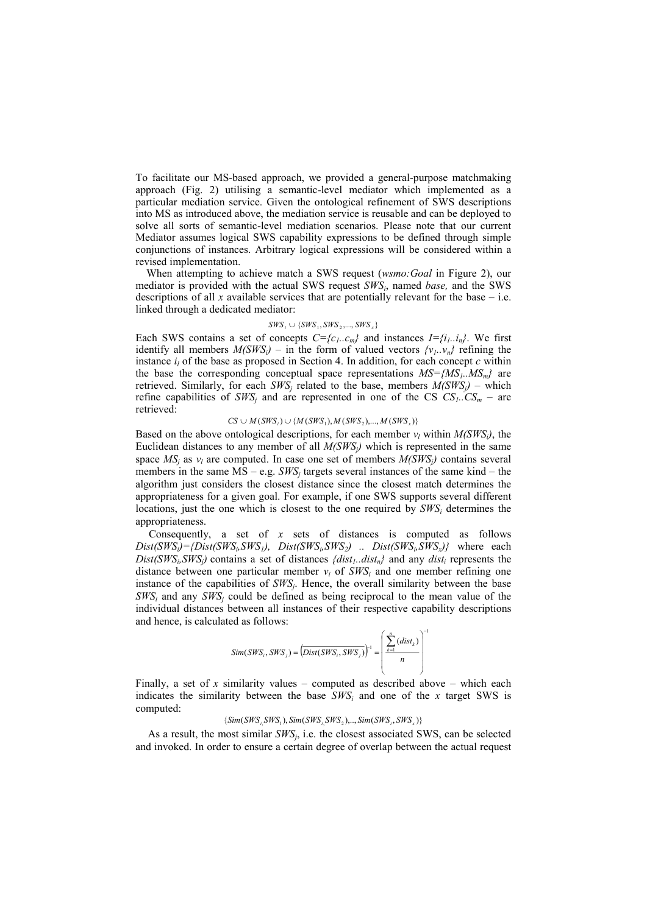To facilitate our MS-based approach, we provided a general-purpose matchmaking approach (Fig. 2) utilising a semantic-level mediator which implemented as a particular mediation service. Given the ontological refinement of SWS descriptions into MS as introduced above, the mediation service is reusable and can be deployed to solve all sorts of semantic-level mediation scenarios. Please note that our current Mediator assumes logical SWS capability expressions to be defined through simple conjunctions of instances. Arbitrary logical expressions will be considered within a revised implementation.

When attempting to achieve match a SWS request (*wsmo:Goal* in Figure 2), our mediator is provided with the actual SWS request $SWS_i$, named *base,* and the SWS descriptions of all $x$ available services that are potentially relevant for the base – i.e. linked through a dedicated mediator:

$$SWS_i \cup \{SWS_1, SWS_2, ..., SWS_x\}$$

Each SWS contains a set of concepts $C=\{c_1..c_m\}$ and instances $I=\{i_1..i_n\}$. We first identify all members $M(SWS_i)$ – in the form of valued vectors $\{v_1..v_n\}$ refining the instance $i_l$ of the base as proposed in Section 4. In addition, for each concept $c$ within the base the corresponding conceptual space representations $MS=\{MS_1..MS_m\}$ are retrieved. Similarly, for each $SWS_j$ related to the base, members $M(SWS_j)$ – which refine capabilities of $SWS_j$ and are represented in one of the CS $CS_1..CS_m$ – are retrieved:

$$CS \cup M(SWS_i) \cup \{M(SWS_1), M(SWS_2), ..., M(SWS_x)\}$$

Based on the above ontological descriptions, for each member $v_l$ within $M(SWS_i)$, the Euclidean distances to any member of all $M(SWS_j)$ which is represented in the same space $MS_j$ as $v_l$ are computed. In case one set of members $M(SWS_j)$ contains several members in the same MS – e.g. $SWS_j$ targets several instances of the same kind – the algorithm just considers the closest distance since the closest match determines the appropriateness for a given goal. For example, if one SWS supports several different locations, just the one which is closest to the one required by $SWS_i$ determines the appropriateness.

Consequently, a set of $x$ sets of distances is computed as follows $Dist(SWS_i)=\{Dist(SWS_i,SWS_1),\ Dist(SWS_i,SWS_2)\ ..\ Dist(SWS_i,SWS_x)\}$ where each $Dist(SWS_i,SWS_j)$ contains a set of distances $\{dist_1..dist_n\}$ and any $dist_i$ represents the distance between one particular member $v_i$ of $SWS_i$ and one member refining one instance of the capabilities of $SWS_j$. Hence, the overall similarity between the base $SWS_i$ and any $SWS_j$ could be defined as being reciprocal to the mean value of the individual distances between all instances of their respective capability descriptions and hence, is calculated as follows:

$$Sim(SWS_i, SWS_j) = \left(\overline{Dist(SWS_i, SWS_j)}\right)^{-1} = \left(\frac{\sum_{k=1}^{n}(dist_k)}{n}\right)^{-1}$$

Finally, a set of $x$ similarity values – computed as described above – which each indicates the similarity between the base $SWS_i$ and one of the $x$ target SWS is computed:

$$\{Sim(SWS_i, SWS_1), Sim(SWS_i, SWS_2), ..., Sim(SWS_i, SWS_x)\}$$

As a result, the most similar $SWS_j$, i.e. the closest associated SWS, can be selected and invoked. In order to ensure a certain degree of overlap between the actual request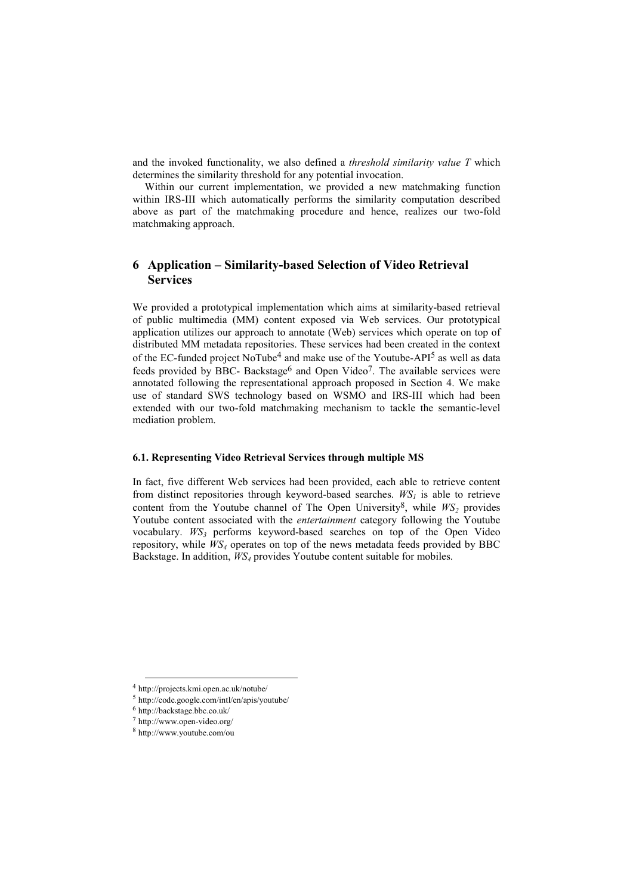and the invoked functionality, we also defined a *threshold similarity value T* which determines the similarity threshold for any potential invocation.

Within our current implementation, we provided a new matchmaking function within IRS-III which automatically performs the similarity computation described above as part of the matchmaking procedure and hence, realizes our two-fold matchmaking approach.

## 6 Application – Similarity-based Selection of Video Retrieval Services

We provided a prototypical implementation which aims at similarity-based retrieval of public multimedia (MM) content exposed via Web services. Our prototypical application utilizes our approach to annotate (Web) services which operate on top of distributed MM metadata repositories. These services had been created in the context of the EC-funded project NoTube[4] and make use of the Youtube-API[5] as well as data feeds provided by BBC- Backstage[6] and Open Video[7]. The available services were annotated following the representational approach proposed in Section 4. We make use of standard SWS technology based on WSMO and IRS-III which had been extended with our two-fold matchmaking mechanism to tackle the semantic-level mediation problem.

### 6.1. Representing Video Retrieval Services through multiple MS

In fact, five different Web services had been provided, each able to retrieve content from distinct repositories through keyword-based searches. $WS_1$ is able to retrieve content from the Youtube channel of The Open University[8], while $WS_2$ provides Youtube content associated with the *entertainment* category following the Youtube vocabulary. $WS_3$ performs keyword-based searches on top of the Open Video repository, while $WS_4$ operates on top of the news metadata feeds provided by BBC Backstage. In addition, $WS_4$ provides Youtube content suitable for mobiles.

[4] http://projects.kmi.open.ac.uk/notube/

[5] http://code.google.com/intl/en/apis/youtube/

[6] http://backstage.bbc.co.uk/

[7] http://www.open-video.org/

[8] http://www.youtube.com/ou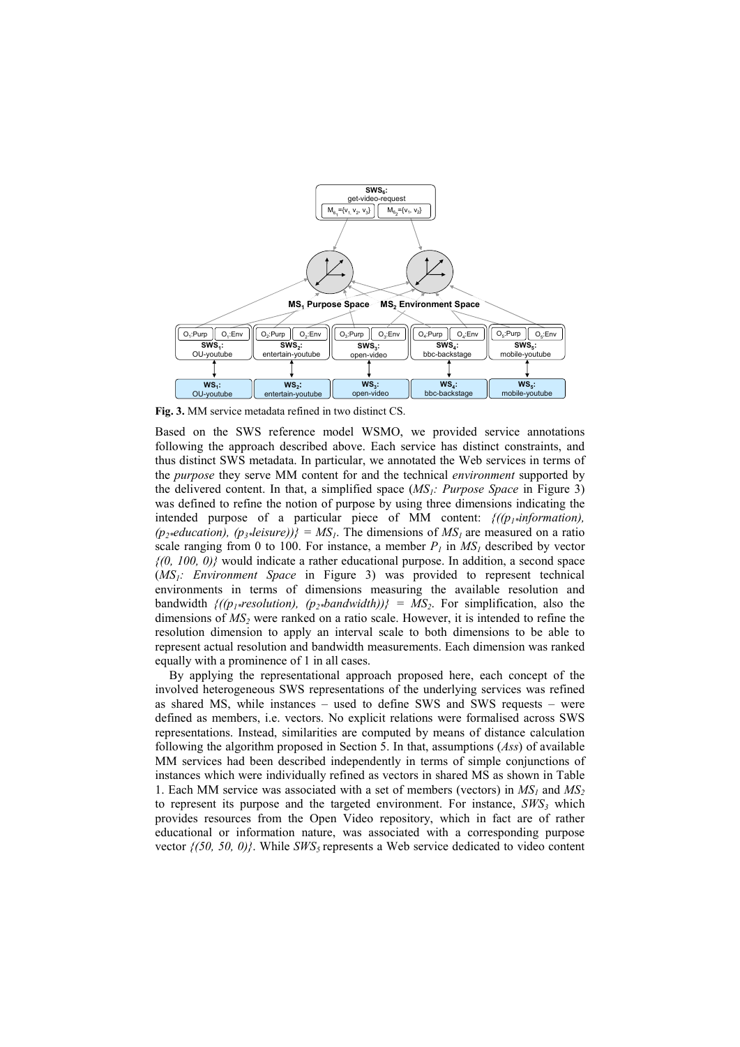**Fig. 3.** MM service metadata refined in two distinct CS.

Based on the SWS reference model WSMO, we provided service annotations following the approach described above. Each service has distinct constraints, and thus distinct SWS metadata. In particular, we annotated the Web services in terms of the *purpose* they serve MM content for and the technical *environment* supported by the delivered content. In that, a simplified space ($MS_1$*: Purpose Space* in Figure 3) was defined to refine the notion of purpose by using three dimensions indicating the intended purpose of a particular piece of MM content: $\{((p_1 * information), (p_2 * education), (p_3 * leisure))\} = MS_1$. The dimensions of $MS_1$ are measured on a ratio scale ranging from 0 to 100. For instance, a member $P_1$ in $MS_1$ described by vector $\{(0, 100, 0)\}$ would indicate a rather educational purpose. In addition, a second space ($MS_1$*: Environment Space* in Figure 3) was provided to represent technical environments in terms of dimensions measuring the available resolution and bandwidth $\{((p_1 * resolution), (p_2 * bandwidth))\} = MS_2$. For simplification, also the dimensions of $MS_2$ were ranked on a ratio scale. However, it is intended to refine the resolution dimension to apply an interval scale to both dimensions to be able to represent actual resolution and bandwidth measurements. Each dimension was ranked equally with a prominence of 1 in all cases.

By applying the representational approach proposed here, each concept of the involved heterogeneous SWS representations of the underlying services was refined as shared MS, while instances – used to define SWS and SWS requests – were defined as members, i.e. vectors. No explicit relations were formalised across SWS representations. Instead, similarities are computed by means of distance calculation following the algorithm proposed in Section 5. In that, assumptions (*Ass*) of available MM services had been described independently in terms of simple conjunctions of instances which were individually refined as vectors in shared MS as shown in Table 1. Each MM service was associated with a set of members (vectors) in $MS_1$ and $MS_2$ to represent its purpose and the targeted environment. For instance, $SWS_3$ which provides resources from the Open Video repository, which in fact are of rather educational or information nature, was associated with a corresponding purpose vector $\{(50, 50, 0)\}$. While $SWS_5$ represents a Web service dedicated to video content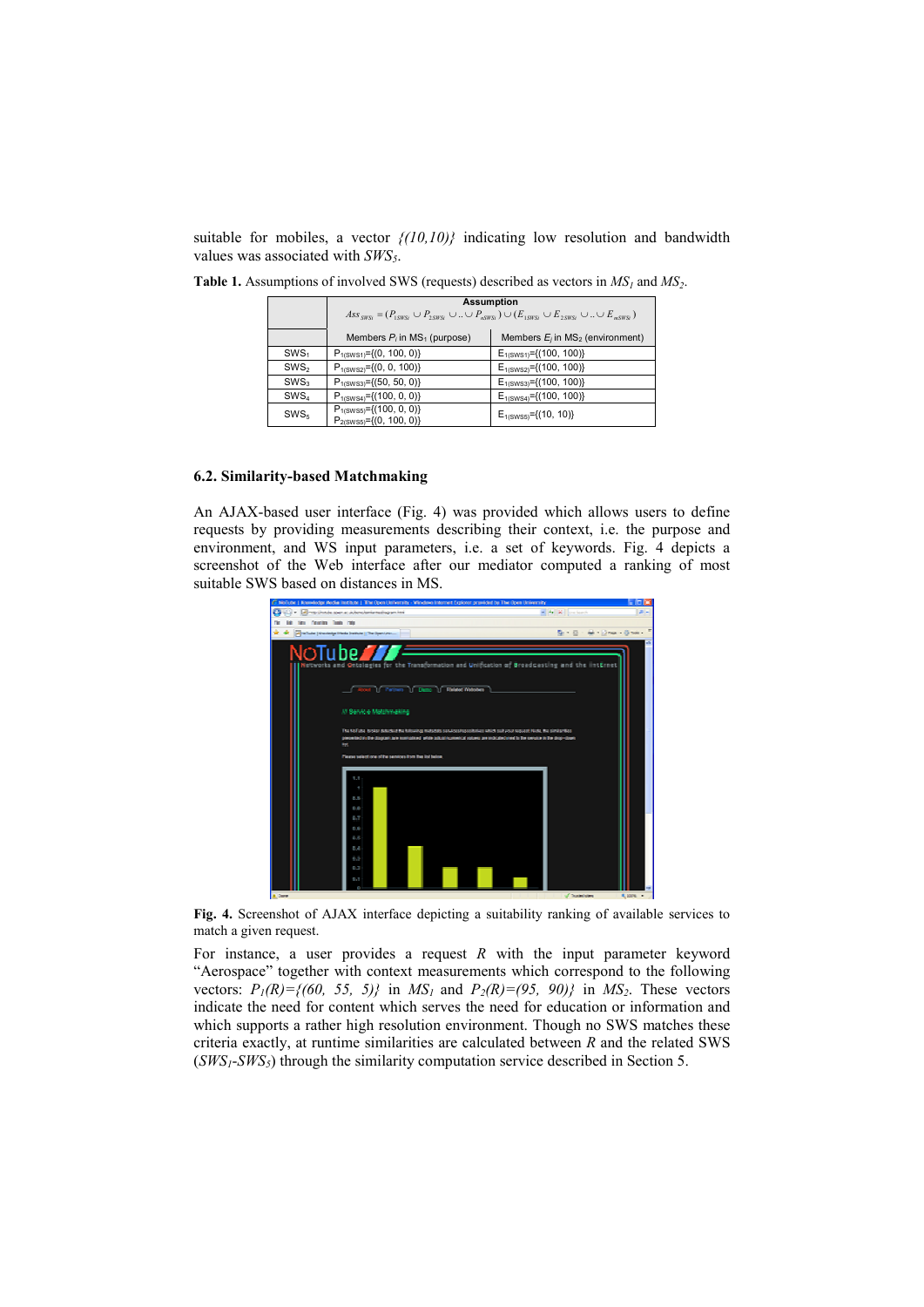suitable for mobiles, a vector *{(10,10)}* indicating low resolution and bandwidth values was associated with $SWS_5$.

**Table 1.** Assumptions of involved SWS (requests) described as vectors in $MS_1$ and $MS_2$.

| | Assumption $Ass_{SWSi} = (P_{1SWSi} \cup P_{2SWSi} \cup .. \cup P_{nSWSi}) \cup (E_{1SWSi} \cup E_{2SWSi} \cup .. \cup E_{mSWSi})$ | |
|---|---|---|
| | Members $P_i$ in $MS_1$ (purpose) | Members $E_j$ in $MS_2$ (environment) |
| $SWS_1$ | $P_{1(SWS1)}$={(0, 100, 0)} | $E_{1(SWS1)}$={(100, 100)} |
| $SWS_2$ | $P_{1(SWS2)}$={(0, 0, 100)} | $E_{1(SWS2)}$={(100, 100)} |
| $SWS_3$ | $P_{1(SWS3)}$={(50, 50, 0)} | $E_{1(SWS3)}$={(100, 100)} |
| $SWS_4$ | $P_{1(SWS4)}$={(100, 0, 0)} | $E_{1(SWS4)}$={(100, 100)} |
| $SWS_5$ | $P_{1(SWS5)}$={(100, 0, 0)} $P_{2(SWS5)}$={(0, 100, 0)} | $E_{1(SWS5)}$={(10, 10)} |

### 6.2. Similarity-based Matchmaking

An AJAX-based user interface (Fig. 4) was provided which allows users to define requests by providing measurements describing their context, i.e. the purpose and environment, and WS input parameters, i.e. a set of keywords. Fig. 4 depicts a screenshot of the Web interface after our mediator computed a ranking of most suitable SWS based on distances in MS.

**Fig. 4.** Screenshot of AJAX interface depicting a suitability ranking of available services to match a given request.

For instance, a user provides a request *R* with the input parameter keyword "Aerospace" together with context measurements which correspond to the following vectors: $P_1(R)$=*{(60, 55, 5)}* in $MS_1$ and $P_2(R)$=*(95, 90)}* in $MS_2$. These vectors indicate the need for content which serves the need for education or information and which supports a rather high resolution environment. Though no SWS matches these criteria exactly, at runtime similarities are calculated between *R* and the related SWS ($SWS_1$-$SWS_5$) through the similarity computation service described in Section 5.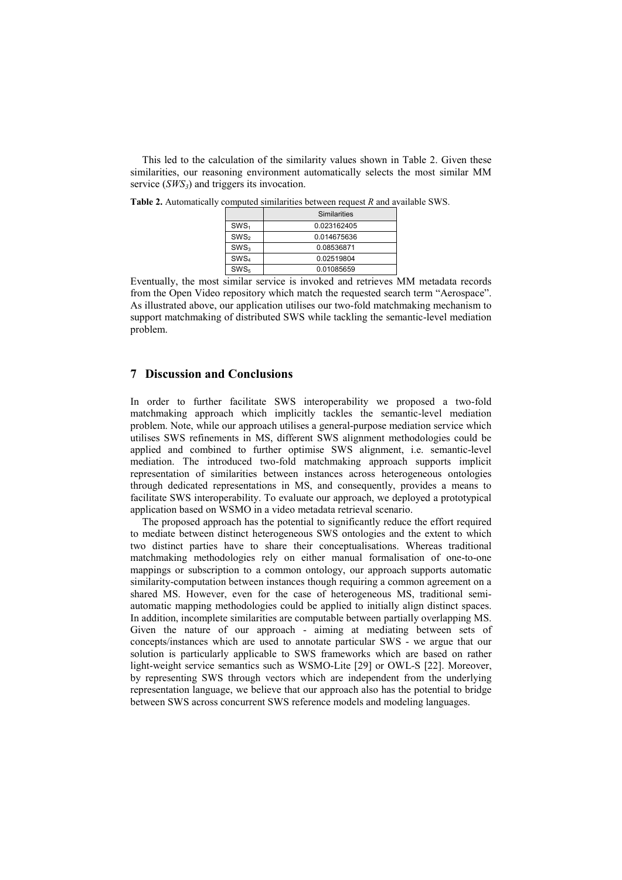This led to the calculation of the similarity values shown in Table 2. Given these similarities, our reasoning environment automatically selects the most similar MM service (*$SWS_3$*) and triggers its invocation.

**Table 2.** Automatically computed similarities between request *R* and available SWS.

| | Similarities |
|---|---|
| $SWS_1$ | 0.023162405 |
| $SWS_2$ | 0.014675636 |
| $SWS_3$ | 0.08536871 |
| $SWS_4$ | 0.02519804 |
| $SWS_5$ | 0.01085659 |

Eventually, the most similar service is invoked and retrieves MM metadata records from the Open Video repository which match the requested search term "Aerospace". As illustrated above, our application utilises our two-fold matchmaking mechanism to support matchmaking of distributed SWS while tackling the semantic-level mediation problem.

## 7 Discussion and Conclusions

In order to further facilitate SWS interoperability we proposed a two-fold matchmaking approach which implicitly tackles the semantic-level mediation problem. Note, while our approach utilises a general-purpose mediation service which utilises SWS refinements in MS, different SWS alignment methodologies could be applied and combined to further optimise SWS alignment, i.e. semantic-level mediation. The introduced two-fold matchmaking approach supports implicit representation of similarities between instances across heterogeneous ontologies through dedicated representations in MS, and consequently, provides a means to facilitate SWS interoperability. To evaluate our approach, we deployed a prototypical application based on WSMO in a video metadata retrieval scenario.

The proposed approach has the potential to significantly reduce the effort required to mediate between distinct heterogeneous SWS ontologies and the extent to which two distinct parties have to share their conceptualisations. Whereas traditional matchmaking methodologies rely on either manual formalisation of one-to-one mappings or subscription to a common ontology, our approach supports automatic similarity-computation between instances though requiring a common agreement on a shared MS. However, even for the case of heterogeneous MS, traditional semi-automatic mapping methodologies could be applied to initially align distinct spaces. In addition, incomplete similarities are computable between partially overlapping MS. Given the nature of our approach - aiming at mediating between sets of concepts/instances which are used to annotate particular SWS - we argue that our solution is particularly applicable to SWS frameworks which are based on rather light-weight service semantics such as WSMO-Lite [29] or OWL-S [22]. Moreover, by representing SWS through vectors which are independent from the underlying representation language, we believe that our approach also has the potential to bridge between SWS across concurrent SWS reference models and modeling languages.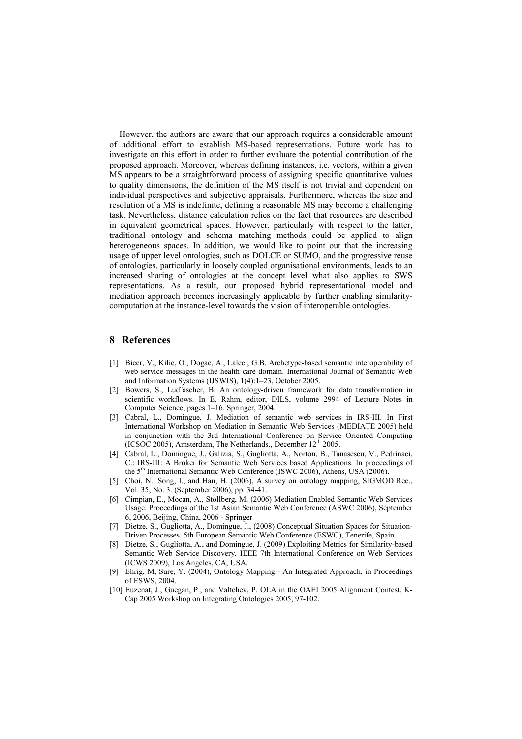However, the authors are aware that our approach requires a considerable amount of additional effort to establish MS-based representations. Future work has to investigate on this effort in order to further evaluate the potential contribution of the proposed approach. Moreover, whereas defining instances, i.e. vectors, within a given MS appears to be a straightforward process of assigning specific quantitative values to quality dimensions, the definition of the MS itself is not trivial and dependent on individual perspectives and subjective appraisals. Furthermore, whereas the size and resolution of a MS is indefinite, defining a reasonable MS may become a challenging task. Nevertheless, distance calculation relies on the fact that resources are described in equivalent geometrical spaces. However, particularly with respect to the latter, traditional ontology and schema matching methods could be applied to align heterogeneous spaces. In addition, we would like to point out that the increasing usage of upper level ontologies, such as DOLCE or SUMO, and the progressive reuse of ontologies, particularly in loosely coupled organisational environments, leads to an increased sharing of ontologies at the concept level what also applies to SWS representations. As a result, our proposed hybrid representational model and mediation approach becomes increasingly applicable by further enabling similarity-computation at the instance-level towards the vision of interoperable ontologies.

## 8 References

[1] Bicer, V., Kilic, O., Dogac, A., Laleci, G.B. Archetype-based semantic interoperability of web service messages in the health care domain. International Journal of Semantic Web and Information Systems (IJSWIS), 1(4):1–23, October 2005.

[2] Bowers, S., Lud¨ascher, B. An ontology-driven framework for data transformation in scientific workflows. In E. Rahm, editor, DILS, volume 2994 of Lecture Notes in Computer Science, pages 1–16. Springer, 2004.

[3] Cabral, L., Domingue, J. Mediation of semantic web services in IRS-III. In First International Workshop on Mediation in Semantic Web Services (MEDIATE 2005) held in conjunction with the 3rd International Conference on Service Oriented Computing (ICSOC 2005), Amsterdam, The Netherlands., December 12th 2005.

[4] Cabral, L., Domingue, J., Galizia, S., Gugliotta, A., Norton, B., Tanasescu, V., Pedrinaci, C.: IRS-III: A Broker for Semantic Web Services based Applications. In proceedings of the 5th International Semantic Web Conference (ISWC 2006), Athens, USA (2006).

[5] Choi, N., Song, I., and Han, H. (2006), A survey on ontology mapping, SIGMOD Rec., Vol. 35, No. 3. (September 2006), pp. 34-41.

[6] Cimpian, E., Mocan, A., Stollberg, M. (2006) Mediation Enabled Semantic Web Services Usage. Proceedings of the 1st Asian Semantic Web Conference (ASWC 2006), September 6, 2006, Beijing, China, 2006 - Springer

[7] Dietze, S., Gugliotta, A., Domingue, J., (2008) Conceptual Situation Spaces for Situation-Driven Processes. 5th European Semantic Web Conference (ESWC), Tenerife, Spain.

[8] Dietze, S., Gugliotta, A., and Domingue, J. (2009) Exploiting Metrics for Similarity-based Semantic Web Service Discovery, IEEE 7th International Conference on Web Services (ICWS 2009), Los Angeles, CA, USA.

[9] Ehrig, M, Sure, Y. (2004), Ontology Mapping - An Integrated Approach, in Proceedings of ESWS, 2004.

[10] Euzenat, J., Guegan, P., and Valtchev, P. OLA in the OAEI 2005 Alignment Contest. K-Cap 2005 Workshop on Integrating Ontologies 2005, 97-102.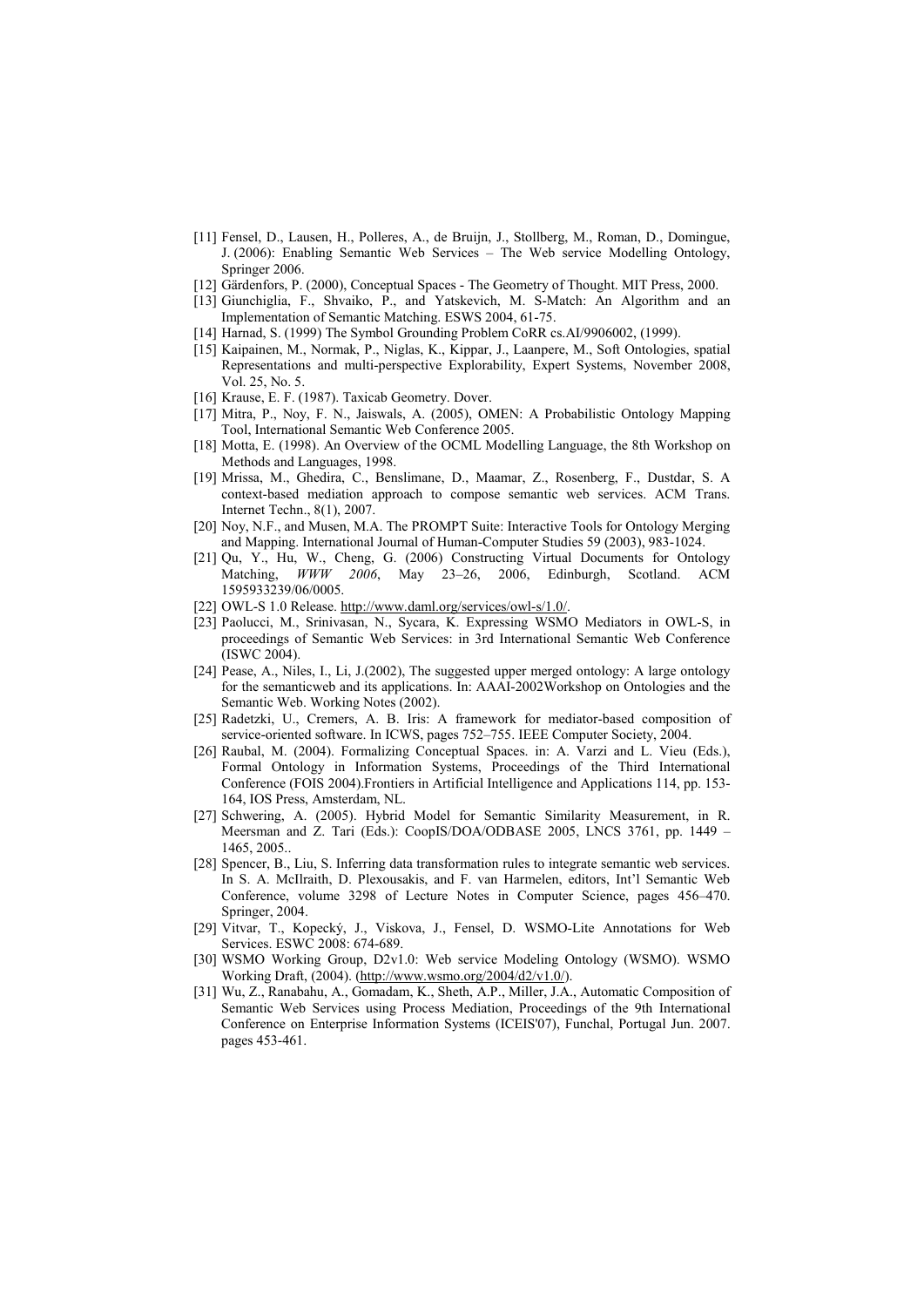[11] Fensel, D., Lausen, H., Polleres, A., de Bruijn, J., Stollberg, M., Roman, D., Domingue, J. (2006): Enabling Semantic Web Services – The Web service Modelling Ontology, Springer 2006.

[12] Gärdenfors, P. (2000), Conceptual Spaces - The Geometry of Thought. MIT Press, 2000.

[13] Giunchiglia, F., Shvaiko, P., and Yatskevich, M. S-Match: An Algorithm and an Implementation of Semantic Matching. ESWS 2004, 61-75.

[14] Harnad, S. (1999) The Symbol Grounding Problem CoRR cs.AI/9906002, (1999).

[15] Kaipainen, M., Normak, P., Niglas, K., Kippar, J., Laanpere, M., Soft Ontologies, spatial Representations and multi-perspective Explorability, Expert Systems, November 2008, Vol. 25, No. 5.

[16] Krause, E. F. (1987). Taxicab Geometry. Dover.

[17] Mitra, P., Noy, F. N., Jaiswals, A. (2005), OMEN: A Probabilistic Ontology Mapping Tool, International Semantic Web Conference 2005.

[18] Motta, E. (1998). An Overview of the OCML Modelling Language, the 8th Workshop on Methods and Languages, 1998.

[19] Mrissa, M., Ghedira, C., Benslimane, D., Maamar, Z., Rosenberg, F., Dustdar, S. A context-based mediation approach to compose semantic web services. ACM Trans. Internet Techn., 8(1), 2007.

[20] Noy, N.F., and Musen, M.A. The PROMPT Suite: Interactive Tools for Ontology Merging and Mapping. International Journal of Human-Computer Studies 59 (2003), 983-1024.

[21] Qu, Y., Hu, W., Cheng, G. (2006) Constructing Virtual Documents for Ontology Matching, *WWW 2006*, May 23–26, 2006, Edinburgh, Scotland. ACM 1595933239/06/0005.

[22] OWL-S 1.0 Release. http://www.daml.org/services/owl-s/1.0/.

[23] Paolucci, M., Srinivasan, N., Sycara, K. Expressing WSMO Mediators in OWL-S, in proceedings of Semantic Web Services: in 3rd International Semantic Web Conference (ISWC 2004).

[24] Pease, A., Niles, I., Li, J.(2002), The suggested upper merged ontology: A large ontology for the semanticweb and its applications. In: AAAI-2002Workshop on Ontologies and the Semantic Web. Working Notes (2002).

[25] Radetzki, U., Cremers, A. B. Iris: A framework for mediator-based composition of service-oriented software. In ICWS, pages 752–755. IEEE Computer Society, 2004.

[26] Raubal, M. (2004). Formalizing Conceptual Spaces. in: A. Varzi and L. Vieu (Eds.), Formal Ontology in Information Systems, Proceedings of the Third International Conference (FOIS 2004).Frontiers in Artificial Intelligence and Applications 114, pp. 153-164, IOS Press, Amsterdam, NL.

[27] Schwering, A. (2005). Hybrid Model for Semantic Similarity Measurement, in R. Meersman and Z. Tari (Eds.): CoopIS/DOA/ODBASE 2005, LNCS 3761, pp. 1449 – 1465, 2005..

[28] Spencer, B., Liu, S. Inferring data transformation rules to integrate semantic web services. In S. A. McIlraith, D. Plexousakis, and F. van Harmelen, editors, Int'l Semantic Web Conference, volume 3298 of Lecture Notes in Computer Science, pages 456–470. Springer, 2004.

[29] Vitvar, T., Kopecký, J., Viskova, J., Fensel, D. WSMO-Lite Annotations for Web Services. ESWC 2008: 674-689.

[30] WSMO Working Group, D2v1.0: Web service Modeling Ontology (WSMO). WSMO Working Draft, (2004). (http://www.wsmo.org/2004/d2/v1.0/).

[31] Wu, Z., Ranabahu, A., Gomadam, K., Sheth, A.P., Miller, J.A., Automatic Composition of Semantic Web Services using Process Mediation, Proceedings of the 9th International Conference on Enterprise Information Systems (ICEIS'07), Funchal, Portugal Jun. 2007. pages 453-461.